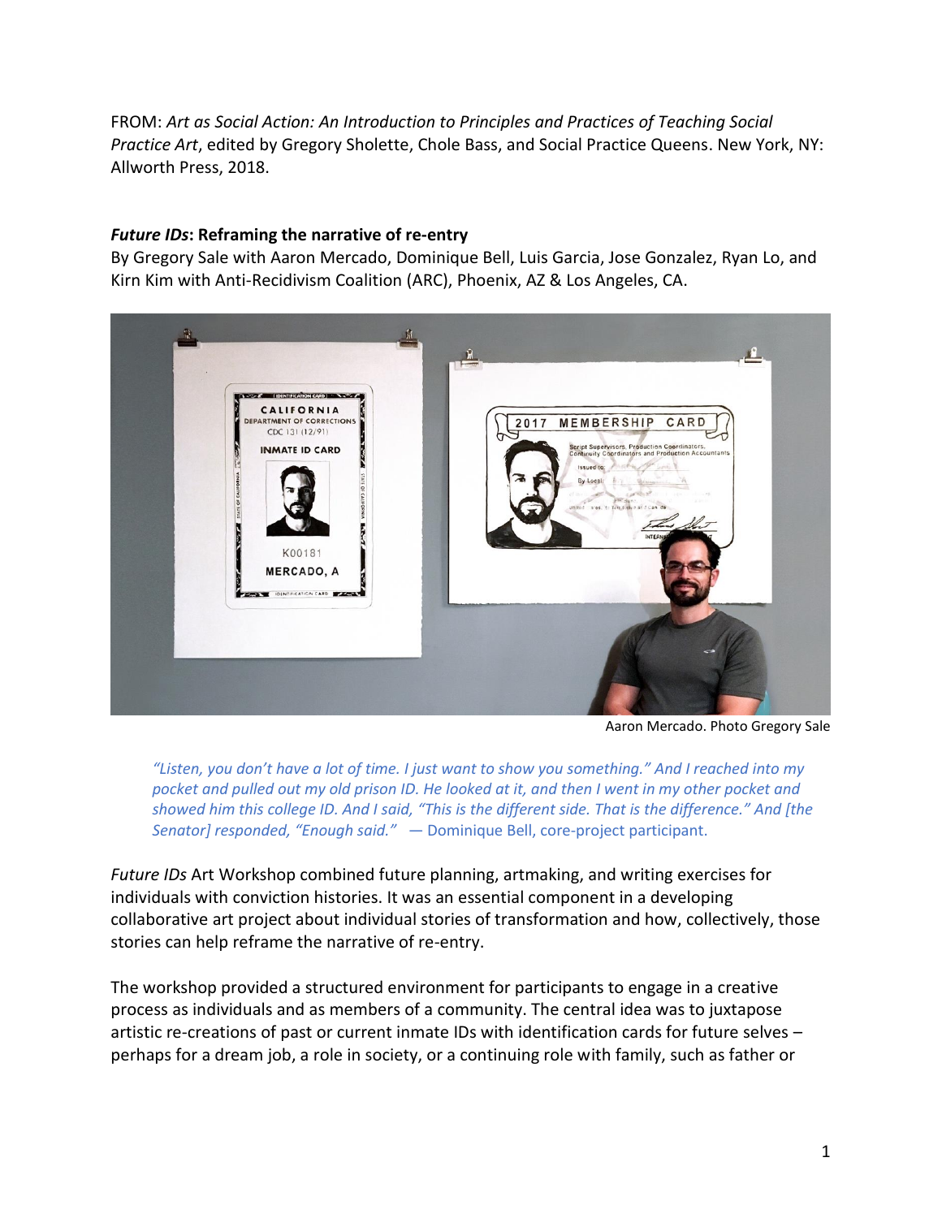FROM: *Art as Social Action: An Introduction to Principles and Practices of Teaching Social Practice Art*, edited by Gregory Sholette, Chole Bass, and Social Practice Queens. New York, NY: Allworth Press, 2018.

### ***Future IDs*: Reframing the narrative of re-entry**

By Gregory Sale with Aaron Mercado, Dominique Bell, Luis Garcia, Jose Gonzalez, Ryan Lo, and Kirn Kim with Anti-Recidivism Coalition (ARC), Phoenix, AZ & Los Angeles, CA.

Aaron Mercado. Photo Gregory Sale

> *"Listen, you don't have a lot of time. I just want to show you something." And I reached into my pocket and pulled out my old prison ID. He looked at it, and then I went in my other pocket and showed him this college ID. And I said, "This is the different side. That is the difference." And [the Senator] responded, "Enough said."* — Dominique Bell, core-project participant.

*Future IDs* Art Workshop combined future planning, artmaking, and writing exercises for individuals with conviction histories. It was an essential component in a developing collaborative art project about individual stories of transformation and how, collectively, those stories can help reframe the narrative of re-entry.

The workshop provided a structured environment for participants to engage in a creative process as individuals and as members of a community. The central idea was to juxtapose artistic re-creations of past or current inmate IDs with identification cards for future selves – perhaps for a dream job, a role in society, or a continuing role with family, such as father or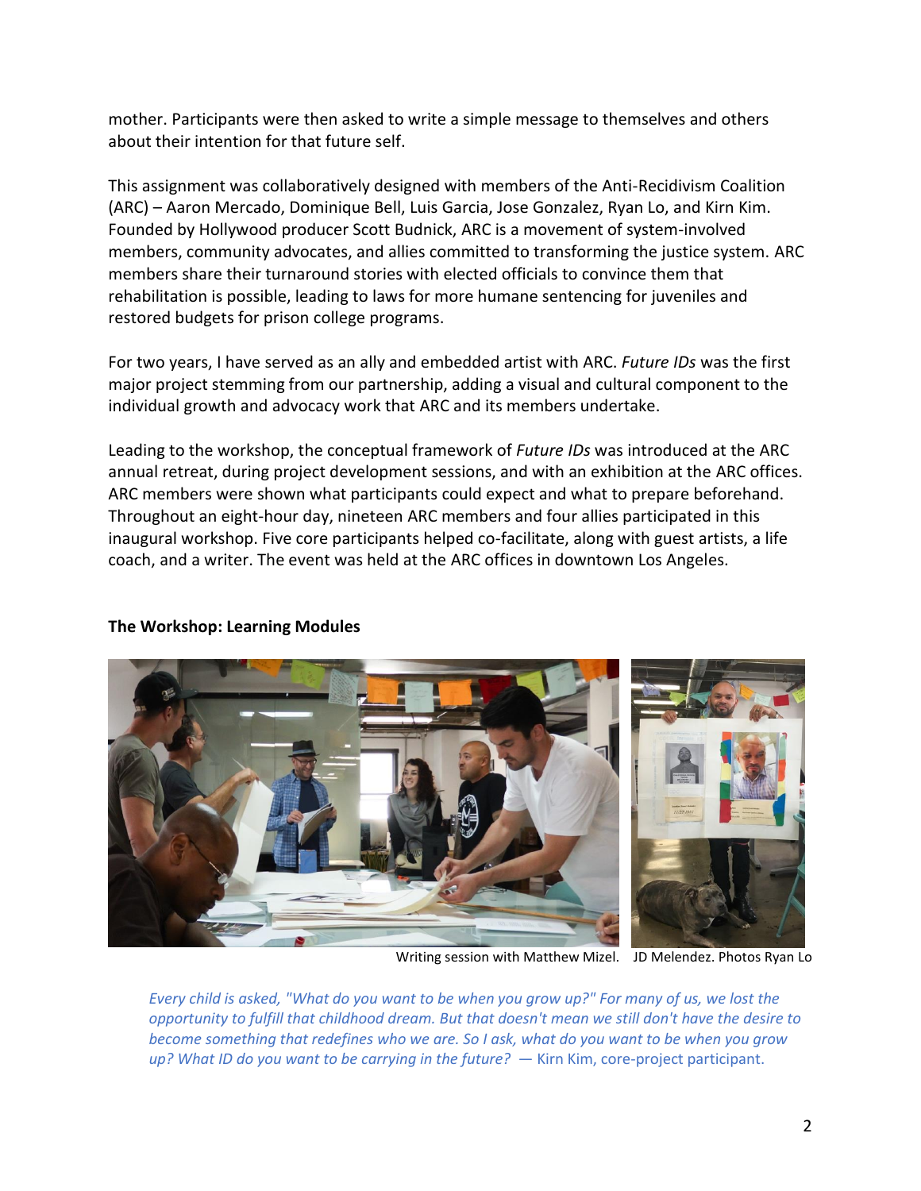mother. Participants were then asked to write a simple message to themselves and others about their intention for that future self.

This assignment was collaboratively designed with members of the Anti-Recidivism Coalition (ARC) – Aaron Mercado, Dominique Bell, Luis Garcia, Jose Gonzalez, Ryan Lo, and Kirn Kim. Founded by Hollywood producer Scott Budnick, ARC is a movement of system-involved members, community advocates, and allies committed to transforming the justice system. ARC members share their turnaround stories with elected officials to convince them that rehabilitation is possible, leading to laws for more humane sentencing for juveniles and restored budgets for prison college programs.

For two years, I have served as an ally and embedded artist with ARC. *Future IDs* was the first major project stemming from our partnership, adding a visual and cultural component to the individual growth and advocacy work that ARC and its members undertake.

Leading to the workshop, the conceptual framework of *Future IDs* was introduced at the ARC annual retreat, during project development sessions, and with an exhibition at the ARC offices. ARC members were shown what participants could expect and what to prepare beforehand. Throughout an eight-hour day, nineteen ARC members and four allies participated in this inaugural workshop. Five core participants helped co-facilitate, along with guest artists, a life coach, and a writer. The event was held at the ARC offices in downtown Los Angeles.

**The Workshop: Learning Modules**

Writing session with Matthew Mizel. JD Melendez. Photos Ryan Lo

*Every child is asked, "What do you want to be when you grow up?" For many of us, we lost the opportunity to fulfill that childhood dream. But that doesn't mean we still don't have the desire to become something that redefines who we are. So I ask, what do you want to be when you grow up? What ID do you want to be carrying in the future?* — Kirn Kim, core-project participant.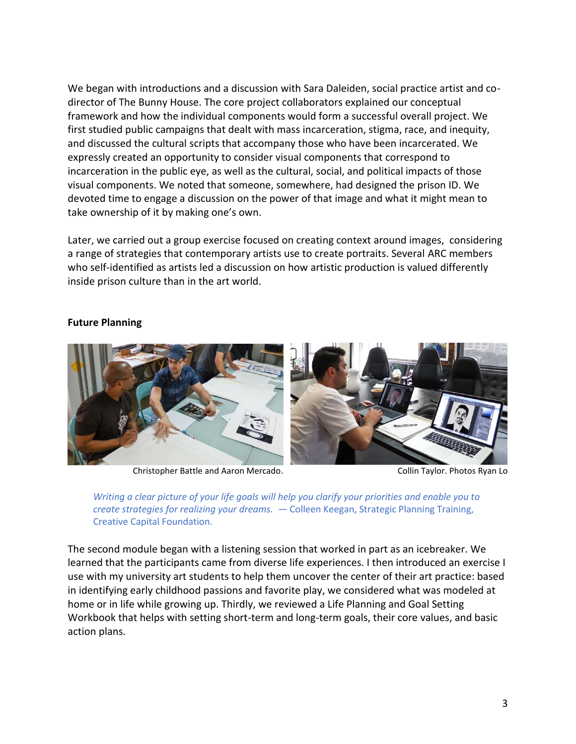We began with introductions and a discussion with Sara Daleiden, social practice artist and co-director of The Bunny House. The core project collaborators explained our conceptual framework and how the individual components would form a successful overall project. We first studied public campaigns that dealt with mass incarceration, stigma, race, and inequity, and discussed the cultural scripts that accompany those who have been incarcerated. We expressly created an opportunity to consider visual components that correspond to incarceration in the public eye, as well as the cultural, social, and political impacts of those visual components. We noted that someone, somewhere, had designed the prison ID. We devoted time to engage a discussion on the power of that image and what it might mean to take ownership of it by making one's own.

Later, we carried out a group exercise focused on creating context around images, considering a range of strategies that contemporary artists use to create portraits. Several ARC members who self-identified as artists led a discussion on how artistic production is valued differently inside prison culture than in the art world.

**Future Planning**

Christopher Battle and Aaron Mercado. Collin Taylor. Photos Ryan Lo

> *Writing a clear picture of your life goals will help you clarify your priorities and enable you to create strategies for realizing your dreams.* — Colleen Keegan, Strategic Planning Training, Creative Capital Foundation.

The second module began with a listening session that worked in part as an icebreaker. We learned that the participants came from diverse life experiences. I then introduced an exercise I use with my university art students to help them uncover the center of their art practice: based in identifying early childhood passions and favorite play, we considered what was modeled at home or in life while growing up. Thirdly, we reviewed a Life Planning and Goal Setting Workbook that helps with setting short-term and long-term goals, their core values, and basic action plans.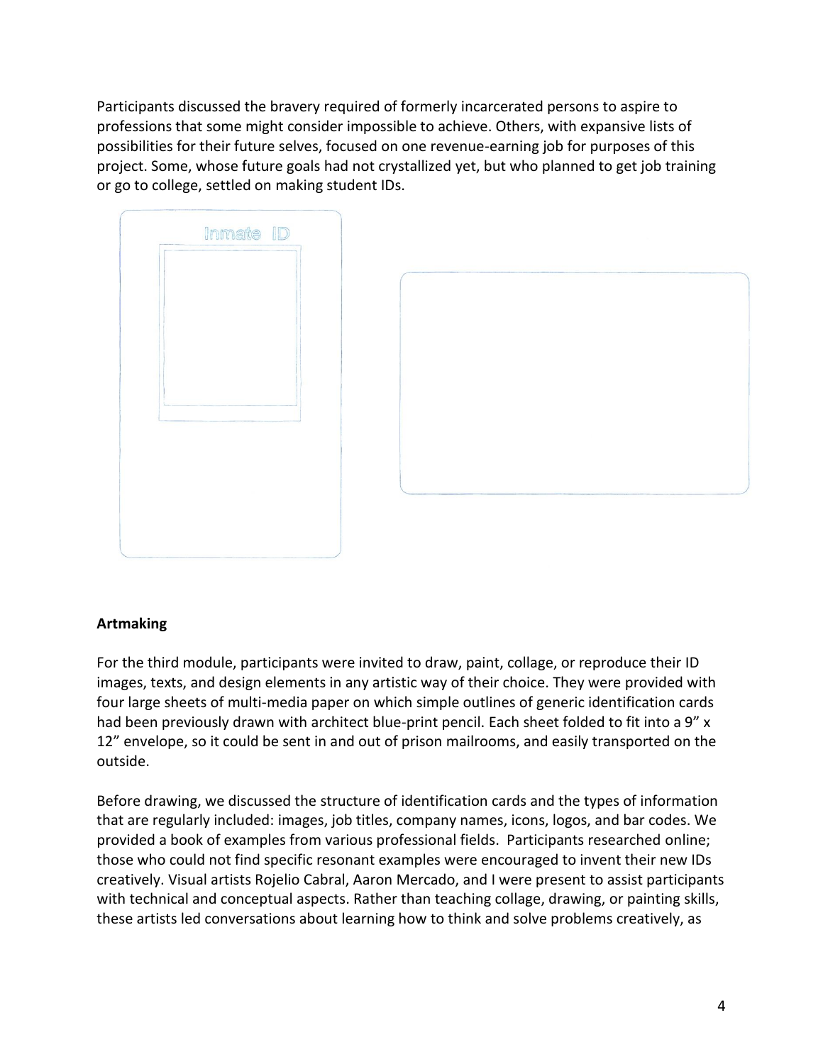Participants discussed the bravery required of formerly incarcerated persons to aspire to professions that some might consider impossible to achieve. Others, with expansive lists of possibilities for their future selves, focused on one revenue-earning job for purposes of this project. Some, whose future goals had not crystallized yet, but who planned to get job training or go to college, settled on making student IDs.

## Artmaking

For the third module, participants were invited to draw, paint, collage, or reproduce their ID images, texts, and design elements in any artistic way of their choice. They were provided with four large sheets of multi-media paper on which simple outlines of generic identification cards had been previously drawn with architect blue-print pencil. Each sheet folded to fit into a 9" x 12" envelope, so it could be sent in and out of prison mailrooms, and easily transported on the outside.

Before drawing, we discussed the structure of identification cards and the types of information that are regularly included: images, job titles, company names, icons, logos, and bar codes. We provided a book of examples from various professional fields. Participants researched online; those who could not find specific resonant examples were encouraged to invent their new IDs creatively. Visual artists Rojelio Cabral, Aaron Mercado, and I were present to assist participants with technical and conceptual aspects. Rather than teaching collage, drawing, or painting skills, these artists led conversations about learning how to think and solve problems creatively, as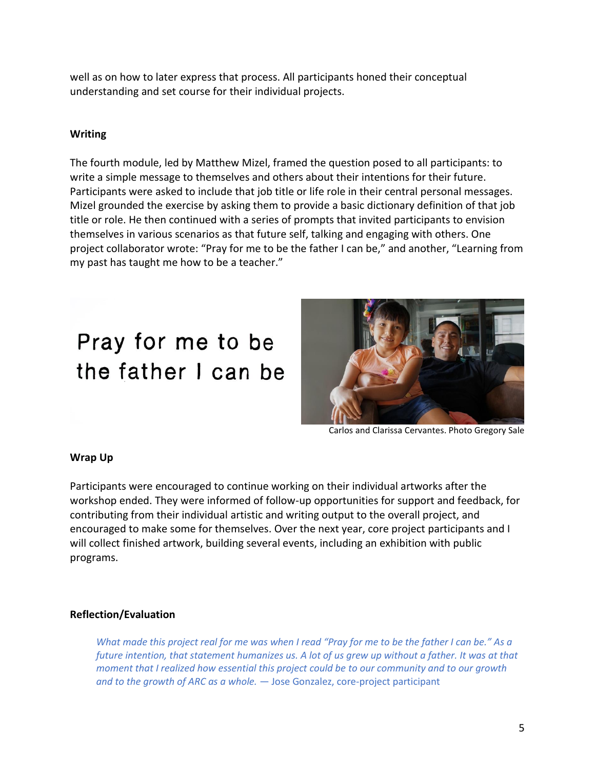well as on how to later express that process. All participants honed their conceptual understanding and set course for their individual projects.

**Writing**

The fourth module, led by Matthew Mizel, framed the question posed to all participants: to write a simple message to themselves and others about their intentions for their future. Participants were asked to include that job title or life role in their central personal messages. Mizel grounded the exercise by asking them to provide a basic dictionary definition of that job title or role. He then continued with a series of prompts that invited participants to envision themselves in various scenarios as that future self, talking and engaging with others. One project collaborator wrote: "Pray for me to be the father I can be," and another, "Learning from my past has taught me how to be a teacher."

Pray for me to be the father I can be

Carlos and Clarissa Cervantes. Photo Gregory Sale

**Wrap Up**

Participants were encouraged to continue working on their individual artworks after the workshop ended. They were informed of follow-up opportunities for support and feedback, for contributing from their individual artistic and writing output to the overall project, and encouraged to make some for themselves. Over the next year, core project participants and I will collect finished artwork, building several events, including an exhibition with public programs.

**Reflection/Evaluation**

> *What made this project real for me was when I read "Pray for me to be the father I can be." As a future intention, that statement humanizes us. A lot of us grew up without a father. It was at that moment that I realized how essential this project could be to our community and to our growth and to the growth of ARC as a whole.* — Jose Gonzalez, core-project participant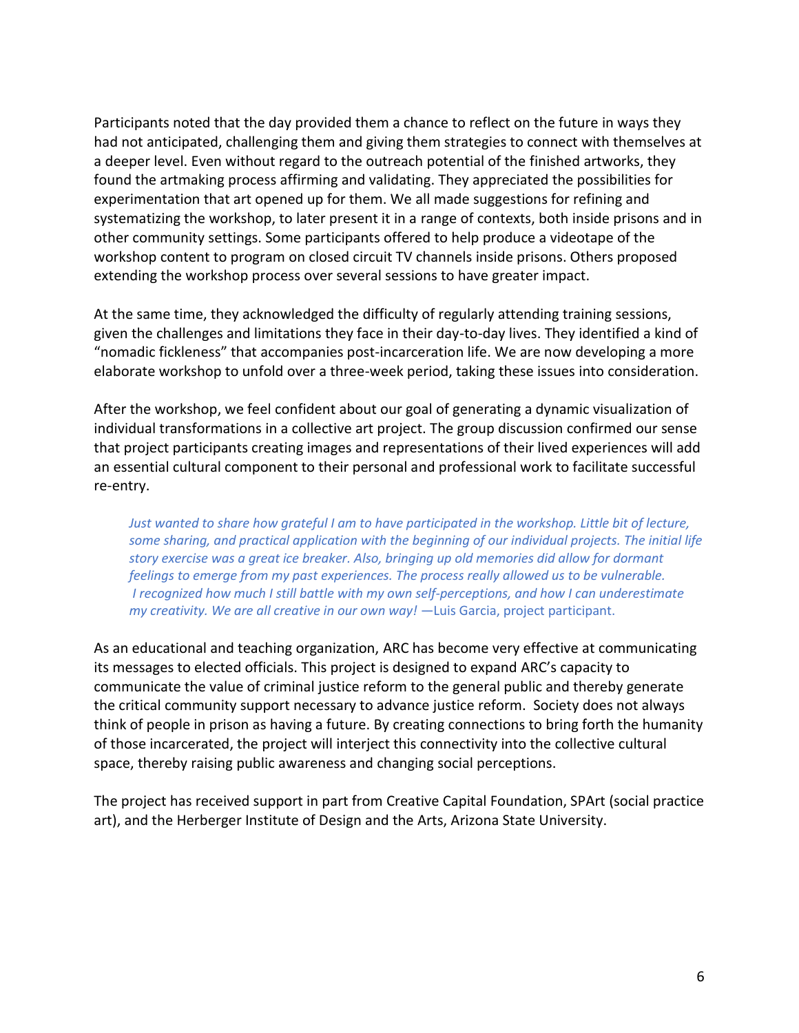Participants noted that the day provided them a chance to reflect on the future in ways they had not anticipated, challenging them and giving them strategies to connect with themselves at a deeper level. Even without regard to the outreach potential of the finished artworks, they found the artmaking process affirming and validating. They appreciated the possibilities for experimentation that art opened up for them. We all made suggestions for refining and systematizing the workshop, to later present it in a range of contexts, both inside prisons and in other community settings. Some participants offered to help produce a videotape of the workshop content to program on closed circuit TV channels inside prisons. Others proposed extending the workshop process over several sessions to have greater impact.

At the same time, they acknowledged the difficulty of regularly attending training sessions, given the challenges and limitations they face in their day-to-day lives. They identified a kind of "nomadic fickleness" that accompanies post-incarceration life. We are now developing a more elaborate workshop to unfold over a three-week period, taking these issues into consideration.

After the workshop, we feel confident about our goal of generating a dynamic visualization of individual transformations in a collective art project. The group discussion confirmed our sense that project participants creating images and representations of their lived experiences will add an essential cultural component to their personal and professional work to facilitate successful re-entry.

> *Just wanted to share how grateful I am to have participated in the workshop. Little bit of lecture, some sharing, and practical application with the beginning of our individual projects. The initial life story exercise was a great ice breaker. Also, bringing up old memories did allow for dormant feelings to emerge from my past experiences. The process really allowed us to be vulnerable. I recognized how much I still battle with my own self-perceptions, and how I can underestimate my creativity. We are all creative in our own way!* —Luis Garcia, project participant.

As an educational and teaching organization, ARC has become very effective at communicating its messages to elected officials. This project is designed to expand ARC's capacity to communicate the value of criminal justice reform to the general public and thereby generate the critical community support necessary to advance justice reform. Society does not always think of people in prison as having a future. By creating connections to bring forth the humanity of those incarcerated, the project will interject this connectivity into the collective cultural space, thereby raising public awareness and changing social perceptions.

The project has received support in part from Creative Capital Foundation, SPArt (social practice art), and the Herberger Institute of Design and the Arts, Arizona State University.